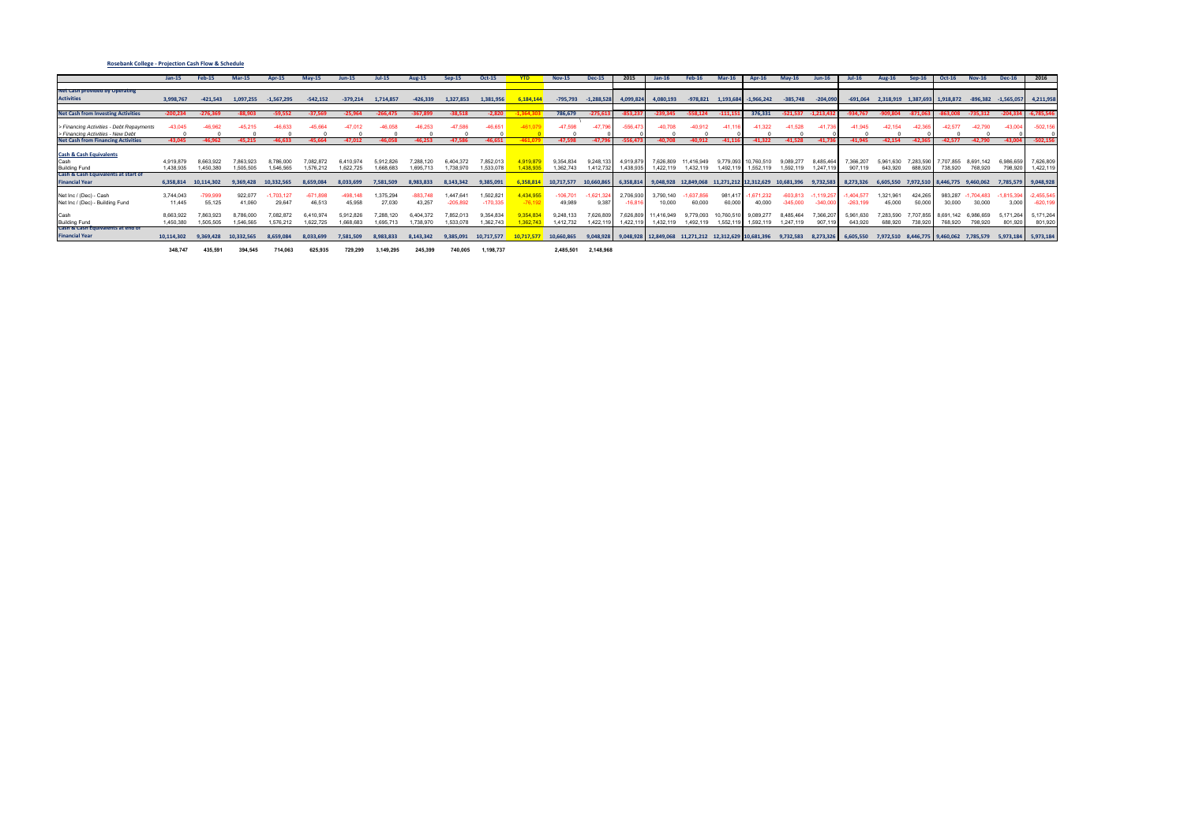**Rosebank College - Projection Cash Flow & Schedule**

| | Jan-15 | Feb-15 | Mar-15 | Apr-15 | May-15 | Jun-15 | Jul-15 | Aug-15 | Sep-15 | Oct-15 | YTD | Nov-15 | Dec-15 | 2015 | Jan-16 | Feb-16 | Mar-16 | Apr-16 | May-16 | Jun-16 | Jul-16 | Aug-16 | Sep-16 | Oct-16 | Nov-16 | Dec-16 | 2016 |
|---|---|---|---|---|---|---|---|---|---|---|---|---|---|---|---|---|---|---|---|---|---|---|---|---|---|---|---|
| **Net Cash provided by Operating Activities** | 3,998,767 | -421,543 | 1,097,255 | -1,567,295 | -542,152 | -379,214 | 1,714,857 | -426,339 | 1,327,853 | 1,381,956 | 6,184,144 | -795,793 | -1,288,528 | 4,099,824 | 4,080,193 | -978,821 | 1,193,684 | -1,966,242 | -385,748 | -204,090 | -691,064 | 2,318,919 | 1,387,693 | 1,918,872 | -896,382 | -1,565,057 | 4,211,958 |
| **Net Cash from Investing Activities** | -200,234 | -276,369 | -88,903 | -59,552 | -37,569 | -25,964 | -266,475 | -367,899 | -38,518 | -2,820 | -1,364,303 | 786,679 | -275,613 | -853,237 | -239,345 | -558,124 | -111,151 | 376,331 | -521,537 | -1,213,432 | -934,767 | -909,804 | -871,063 | -863,008 | -735,312 | -204,334 | -6,785,546 |
| *> Financing Activities - Debt Repayments* | -43,045 | -46,962 | -45,215 | -46,633 | -45,664 | -47,012 | -46,058 | -46,253 | -47,586 | -46,651 | -461,079 | -47,598 | -47,796 | -556,473 | -40,708 | -40,912 | -41,116 | -41,322 | -41,528 | -41,736 | -41,945 | -42,154 | -42,365 | -42,577 | -42,790 | -43,004 | -502,156 |
| *> Financing Activities - New Debt* | 0 | 0 | 0 | 0 | 0 | 0 | 0 | 0 | 0 | 0 | 0 | 0 | 0 | 0 | 0 | 0 | 0 | 0 | 0 | 0 | 0 | 0 | 0 | 0 | 0 | 0 | 0 |
| **Net Cash from Financing Activities** | -43,045 | -46,962 | -45,215 | -46,633 | -45,664 | -47,012 | -46,058 | -46,253 | -47,586 | -46,651 | -461,079 | -47,598 | -47,796 | -556,473 | -40,708 | -40,912 | -41,116 | -41,322 | -41,528 | -41,736 | -41,945 | -42,154 | -42,365 | -42,577 | -42,790 | -43,004 | -502,156 |
| **Cash & Cash Equivalents** | | | | | | | | | | | | | | | | | | | | | | | | | | | |
| Cash | 4,919,879 | 8,663,922 | 7,863,923 | 8,786,000 | 7,082,872 | 6,410,974 | 5,912,826 | 7,288,120 | 6,404,372 | 7,852,013 | 4,919,879 | 9,354,834 | 9,248,133 | 4,919,879 | 7,626,809 | 11,416,949 | 9,779,093 | 10,760,510 | 9,089,277 | 8,485,464 | 7,366,207 | 5,961,630 | 7,283,590 | 7,707,855 | 8,691,142 | 6,986,659 | 7,626,809 |
| Building Fund | 1,438,935 | 1,450,380 | 1,505,505 | 1,546,565 | 1,576,212 | 1,622,725 | 1,668,683 | 1,695,713 | 1,738,970 | 1,533,078 | 1,438,935 | 1,362,743 | 1,412,732 | 1,438,935 | 1,422,119 | 1,432,119 | 1,492,119 | 1,552,119 | 1,592,119 | 1,247,119 | 907,119 | 643,920 | 688,920 | 738,920 | 768,920 | 798,920 | 1,422,119 |
| **Cash & Cash Equivalents at start of Financial Year** | 6,358,814 | 10,114,302 | 9,369,428 | 10,332,565 | 8,659,084 | 8,033,699 | 7,581,509 | 8,983,833 | 8,143,342 | 9,385,091 | 6,358,814 | 10,717,577 | 10,660,865 | 6,358,814 | 9,048,928 | 12,849,068 | 11,271,212 | 12,312,629 | 10,681,396 | 9,732,583 | 8,273,326 | 6,605,550 | 7,972,510 | 8,446,775 | 9,460,062 | 7,785,579 | 9,048,928 |
| Net Inc / (Dec) - Cash | 3,744,043 | -799,999 | 922,077 | -1,703,127 | -671,898 | -498,148 | 1,375,294 | -883,748 | 1,447,641 | 1,502,821 | 4,434,955 | -106,701 | -1,621,324 | 2,706,930 | 3,790,140 | -1,637,856 | 981,417 | -1,671,232 | -603,813 | -1,119,257 | -1,404,577 | 1,321,961 | 424,265 | 983,287 | -1,704,483 | -1,815,394 | -2,455,545 |
| Net Inc / (Dec) - Building Fund | 11,445 | 55,125 | 41,060 | 29,647 | 46,513 | 45,958 | 27,030 | 43,257 | -205,892 | -170,335 | -76,192 | 49,989 | 9,387 | -16,816 | 10,000 | 60,000 | 60,000 | 40,000 | -345,000 | -340,000 | -263,199 | 45,000 | 50,000 | 30,000 | 30,000 | 3,000 | -620,199 |
| Cash | 8,663,922 | 7,863,923 | 8,786,000 | 7,082,872 | 6,410,974 | 5,912,826 | 7,288,120 | 6,404,372 | 7,852,013 | 9,354,834 | 9,354,834 | 9,248,133 | 7,626,809 | 7,626,809 | 11,416,949 | 9,779,093 | 10,760,510 | 9,089,277 | 8,485,464 | 7,366,207 | 5,961,630 | 7,283,590 | 7,707,855 | 8,691,142 | 6,986,659 | 5,171,264 | 5,171,264 |
| Building Fund | 1,450,380 | 1,505,505 | 1,546,565 | 1,576,212 | 1,622,725 | 1,668,683 | 1,695,713 | 1,738,970 | 1,533,078 | 1,362,743 | 1,362,743 | 1,412,732 | 1,422,119 | 1,422,119 | 1,432,119 | 1,492,119 | 1,552,119 | 1,592,119 | 1,247,119 | 907,119 | 643,920 | 688,920 | 738,920 | 768,920 | 798,920 | 801,920 | 801,920 |
| **Cash & Cash Equivalents at end of Financial Year** | 10,114,302 | 9,369,428 | 10,332,565 | 8,659,084 | 8,033,699 | 7,581,509 | 8,983,833 | 8,143,342 | 9,385,091 | 10,717,577 | 10,717,577 | 10,660,865 | 9,048,928 | 9,048,928 | 12,849,068 | 11,271,212 | 12,312,629 | 10,681,396 | 9,732,583 | 8,273,326 | 6,605,550 | 7,972,510 | 8,446,775 | 9,460,062 | 7,785,579 | 5,973,184 | 5,973,184 |
| | 348,747 | 435,591 | 394,545 | 714,063 | 625,935 | 729,299 | 3,149,295 | 245,399 | 740,005 | 1,198,737 | | 2,485,501 | 2,148,968 | | | | | | | | | | | | | | |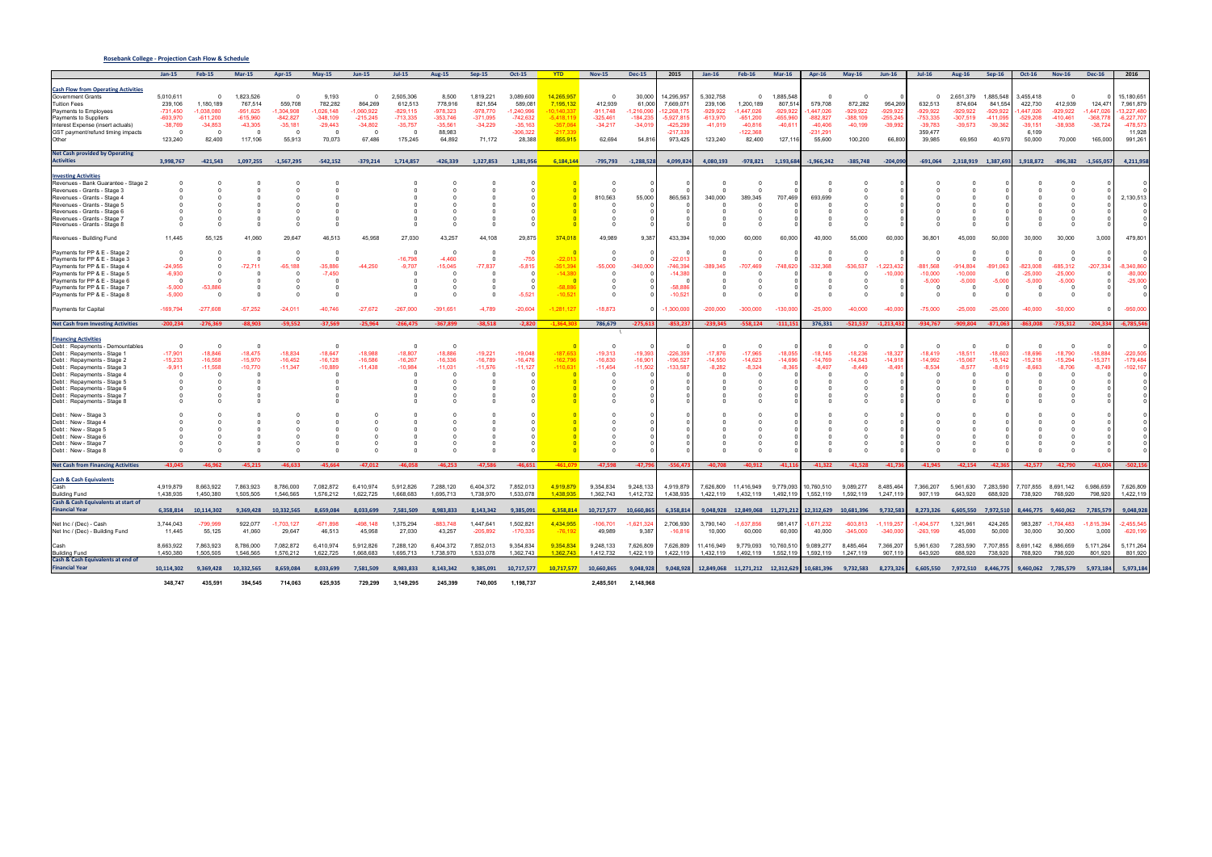**Rosebank College - Projection Cash Flow & Schedule**

| | Jan-15 | Feb-15 | Mar-15 | Apr-15 | May-15 | Jun-15 | Jul-15 | Aug-15 | Sep-15 | Oct-15 | YTD | Nov-15 | Dec-15 | 2015 | Jan-16 | Feb-16 | Mar-16 | Apr-16 | May-16 | Jun-16 | Jul-16 | Aug-16 | Sep-16 | Oct-16 | Nov-16 | Dec-16 | 2016 |
|---|---|---|---|---|---|---|---|---|---|---|---|---|---|---|---|---|---|---|---|---|---|---|---|---|---|---|---|
| **Cash Flow from Operating Activities** | | | | | | | | | | | | | | | | | | | | | | | | | | | |
| Government Grants | 5,010,611 | 0 | 1,823,526 | 0 | 9,193 | 0 | 2,505,306 | 8,500 | 1,819,221 | 3,089,600 | 14,265,957 | 0 | 30,000 | 14,295,957 | 5,302,758 | 0 | 1,885,548 | 0 | 0 | 0 | 0 | 2,651,379 | 1,885,548 | 3,455,418 | 0 | 0 | 15,180,651 |
| Tuition Fees | 239,106 | 1,180,189 | 767,514 | 559,708 | 782,282 | 864,269 | 612,513 | 778,916 | 821,554 | 589,081 | 7,195,132 | 412,939 | 61,000 | 7,669,071 | 239,106 | 1,200,189 | 807,514 | 579,708 | 872,282 | 954,269 | 632,513 | 874,604 | 841,554 | 422,730 | 412,939 | 124,471 | 7,961,879 |
| Payments to Employees | -731,450 | -1,038,080 | -951,625 | -1,304,508 | -1,026,148 | -1,060,922 | -829,115 | -978,323 | -978,770 | -1,240,996 | -10,140,337 | -911,748 | -1,216,090 | -12,268,175 | -929,922 | -1,447,026 | -929,922 | -1,447,026 | -929,922 | -929,922 | -929,922 | -929,922 | -929,922 | -1,447,026 | -929,922 | -1,447,026 | -13,227,480 |
| Payments to Suppliers | -603,970 | -611,200 | -615,960 | -842,827 | -348,109 | -215,240 | -713,335 | -353,746 | -371,095 | -742,632 | -5,418,119 | -325,461 | -184,235 | -5,927,815 | -613,970 | -651,200 | -655,960 | -882,827 | -388,109 | -255,245 | -753,335 | -307,519 | -411,095 | -529,208 | -410,461 | -368,778 | -6,227,707 |
| Interest Expense (insert actuals) | -38,769 | -34,853 | -43,305 | -35,181 | -29,443 | -34,802 | -35,757 | -35,561 | -34,229 | -35,163 | -357,064 | -34,217 | -34,019 | -425,299 | -41,019 | -40,816 | -40,611 | -40,406 | -40,199 | -39,992 | -39,783 | -39,573 | -39,362 | -39,151 | -38,938 | -38,724 | -478,573 |
| GST payment/refund timing impacts | 0 | 0 | 0 | 0 | 0 | 0 | 0 | 88,983 | | -306,322 | -217,339 | | | -217,339 | | -122,368 | | -231,291 | | | 359,477 | | | 6,109 | | | 11,928 |
| Other | 123,240 | 82,400 | 117,106 | 55,913 | 70,073 | 67,486 | 175,245 | 64,892 | 71,172 | 28,388 | 855,915 | 62,694 | 54,816 | 973,425 | 123,240 | 82,400 | 127,116 | 55,600 | 100,200 | 66,800 | 39,985 | 69,950 | 40,970 | 50,000 | 70,000 | 165,000 | 991,261 |
| **Net Cash provided by Operating Activities** | 3,998,767 | -421,543 | 1,097,255 | -1,567,295 | -542,152 | -379,214 | 1,714,857 | -426,339 | 1,327,853 | 1,381,956 | 6,184,144 | -795,793 | -1,288,528 | 4,099,824 | 4,080,193 | -978,821 | 1,193,684 | -1,966,242 | -385,748 | -204,090 | -691,064 | 2,318,919 | 1,387,693 | 1,918,872 | -896,382 | -1,565,057 | 4,211,958 |
| **Investing Activities** | | | | | | | | | | | | | | | | | | | | | | | | | | | |
| Revenues - Bank Guarantee - Stage 2 | 0 | 0 | 0 | 0 | 0 | | 0 | 0 | 0 | 0 | 0 | 0 | 0 | 0 | 0 | 0 | 0 | 0 | 0 | 0 | 0 | 0 | 0 | 0 | 0 | 0 | 0 |
| Revenues - Grants - Stage 3 | 0 | 0 | 0 | 0 | 0 | | 0 | 0 | 0 | 0 | 0 | 0 | 0 | 0 | 0 | 0 | 0 | 0 | 0 | 0 | 0 | 0 | 0 | 0 | 0 | 0 | 0 |
| Revenues - Grants - Stage 4 | 0 | 0 | 0 | 0 | 0 | | 0 | 0 | 0 | 0 | 0 | 810,563 | 55,000 | 865,563 | 340,000 | 389,345 | 707,469 | 693,699 | 0 | 0 | 0 | 0 | 0 | 0 | 0 | 0 | 2,130,513 |
| Revenues - Grants - Stage 5 | 0 | 0 | 0 | 0 | 0 | | 0 | 0 | 0 | 0 | 0 | 0 | 0 | 0 | 0 | 0 | 0 | 0 | 0 | 0 | 0 | 0 | 0 | 0 | 0 | 0 | 0 |
| Revenues - Grants - Stage 6 | 0 | 0 | 0 | 0 | 0 | | 0 | 0 | 0 | 0 | 0 | 0 | 0 | 0 | 0 | 0 | 0 | 0 | 0 | 0 | 0 | 0 | 0 | 0 | 0 | 0 | 0 |
| Revenues - Grants - Stage 7 | 0 | 0 | 0 | 0 | 0 | | 0 | 0 | 0 | 0 | 0 | 0 | 0 | 0 | 0 | 0 | 0 | 0 | 0 | 0 | 0 | 0 | 0 | 0 | 0 | 0 | 0 |
| Revenues - Grants - Stage 8 | 0 | 0 | 0 | 0 | 0 | | 0 | 0 | 0 | 0 | 0 | 0 | 0 | 0 | 0 | 0 | 0 | 0 | 0 | 0 | 0 | 0 | 0 | 0 | 0 | 0 | 0 |
| Revenues - Building Fund | 11,445 | 55,125 | 41,060 | 29,647 | 46,513 | 45,958 | 27,030 | 43,257 | 44,108 | 29,875 | 374,018 | 49,989 | 9,387 | 433,394 | 10,000 | 60,000 | 60,000 | 40,000 | 55,000 | 60,000 | 36,801 | 45,000 | 50,000 | 30,000 | 30,000 | 3,000 | 479,801 |
| Payments for PP & E - Stage 2 | 0 | 0 | 0 | 0 | 0 | | 0 | 0 | 0 | 0 | 0 | 0 | 0 | 0 | 0 | 0 | 0 | 0 | 0 | 0 | 0 | 0 | 0 | 0 | 0 | 0 | 0 |
| Payments for PP & E - Stage 3 | 0 | 0 | 0 | 0 | 0 | | -16,798 | -4,460 | 0 | -755 | -22,013 | 0 | 0 | -22,013 | 0 | 0 | 0 | 0 | 0 | 0 | 0 | 0 | 0 | 0 | 0 | 0 | 0 |
| Payments for PP & E - Stage 4 | -24,955 | 0 | -72,711 | -65,188 | -35,886 | -44,250 | -9,707 | -15,045 | -77,837 | -5,815 | -351,394 | -55,000 | -340,000 | -746,394 | -389,345 | -707,469 | -748,620 | -332,368 | -536,537 | -1,223,432 | -881,568 | -914,804 | -891,063 | -823,008 | -685,312 | -207,334 | -8,340,860 |
| Payments for PP & E - Stage 5 | -6,930 | 0 | 0 | 0 | -7,450 | | 0 | 0 | 0 | 0 | -14,380 | 0 | 0 | -14,380 | 0 | 0 | 0 | 0 | 0 | -10,000 | -10,000 | -10,000 | 0 | -25,000 | -25,000 | 0 | -80,000 |
| Payments for PP & E - Stage 6 | 0 | 0 | 0 | 0 | 0 | | 0 | 0 | 0 | 0 | 0 | 0 | 0 | 0 | 0 | 0 | 0 | 0 | 0 | 0 | -5,000 | -5,000 | -5,000 | -5,000 | -5,000 | 0 | -25,000 |
| Payments for PP & E - Stage 7 | -5,000 | -53,886 | 0 | 0 | 0 | | 0 | 0 | 0 | 0 | -58,886 | 0 | 0 | -58,886 | 0 | 0 | 0 | 0 | 0 | 0 | 0 | 0 | 0 | 0 | 0 | 0 | 0 |
| Payments for PP & E - Stage 8 | -5,000 | 0 | 0 | 0 | 0 | | 0 | 0 | 0 | -5,521 | -10,521 | 0 | 0 | -10,521 | 0 | 0 | 0 | 0 | 0 | 0 | 0 | 0 | 0 | 0 | 0 | 0 | 0 |
| Payments for Capital | -169,794 | -277,608 | -57,252 | -24,011 | -40,746 | -27,672 | -267,000 | -391,651 | -4,789 | -20,604 | -1,281,127 | -18,873 | 0 | -1,300,000 | -200,000 | -300,000 | -130,000 | -25,000 | -40,000 | -40,000 | -75,000 | -25,000 | -25,000 | -40,000 | -50,000 | 0 | -950,000 |
| **Net Cash from Investing Activities** | -200,234 | -276,369 | -88,903 | -59,552 | -37,569 | -25,964 | -266,475 | -367,899 | -38,518 | -2,820 | -1,364,303 | 786,679 | -275,613 | -853,237 | -239,345 | -558,124 | -111,151 | 376,331 | -521,537 | -1,213,432 | -934,767 | -909,804 | -871,063 | -863,008 | -735,312 | -204,334 | -6,785,546 |
| **Financing Activities** | | | | | | | | | | | | | | | | | | | | | | | | | | | |
| Debt : Repayments - Demountables | 0 | 0 | 0 | | 0 | | 0 | 0 | | | 0 | 0 | | 0 | 0 | 0 | | 0 | 0 | | 0 | 0 | | 0 | 0 | | 0 |
| Debt : Repayments - Stage 1 | -17,901 | -18,846 | -18,475 | -18,834 | -18,647 | -18,988 | -18,807 | -18,886 | -19,221 | -19,048 | -187,653 | -19,313 | -19,393 | -226,359 | -17,876 | -17,965 | -18,055 | -18,145 | -18,236 | -18,327 | -18,419 | -18,511 | -18,603 | -18,696 | -18,790 | -18,884 | -220,505 |
| Debt : Repayments - Stage 2 | -15,233 | -16,558 | -15,970 | -16,452 | -16,128 | -16,586 | -16,267 | -16,336 | -16,789 | -16,476 | -162,796 | -16,830 | -16,901 | -196,527 | -14,550 | -14,623 | -14,696 | -14,769 | -14,843 | -14,918 | -14,992 | -15,067 | -15,142 | -15,218 | -15,294 | -15,371 | -179,484 |
| Debt : Repayments - Stage 3 | -9,911 | -11,558 | -10,770 | -11,347 | -10,889 | -11,438 | -10,984 | -11,031 | -11,576 | -11,127 | -110,631 | -11,454 | -11,502 | -133,587 | -8,282 | -8,324 | -8,365 | -8,407 | -8,449 | -8,491 | -8,534 | -8,577 | -8,619 | -8,663 | -8,706 | -8,749 | -102,167 |
| Debt : Repayments - Stage 4 | 0 | 0 | 0 | | 0 | | 0 | 0 | | 0 | 0 | 0 | 0 | 0 | 0 | 0 | | 0 | 0 | | 0 | 0 | | 0 | 0 | | 0 |
| Debt : Repayments - Stage 5 | 0 | 0 | 0 | | 0 | | 0 | 0 | | 0 | 0 | 0 | 0 | 0 | 0 | 0 | | 0 | 0 | | 0 | 0 | | 0 | 0 | | 0 |
| Debt : Repayments - Stage 6 | 0 | 0 | 0 | | 0 | | 0 | 0 | | 0 | 0 | 0 | 0 | 0 | 0 | 0 | | 0 | 0 | | 0 | 0 | | 0 | 0 | | 0 |
| Debt : Repayments - Stage 7 | 0 | 0 | 0 | | 0 | | 0 | 0 | | 0 | 0 | 0 | 0 | 0 | 0 | 0 | | 0 | 0 | | 0 | 0 | | 0 | 0 | | 0 |
| Debt : Repayments - Stage 8 | 0 | 0 | 0 | | 0 | | 0 | 0 | | 0 | 0 | 0 | 0 | 0 | 0 | 0 | | 0 | 0 | | 0 | 0 | | 0 | 0 | | 0 |
| Debt : New - Stage 3 | 0 | 0 | 0 | 0 | 0 | 0 | 0 | 0 | 0 | 0 | 0 | 0 | 0 | 0 | 0 | 0 | 0 | 0 | 0 | 0 | 0 | 0 | 0 | 0 | 0 | 0 | 0 |
| Debt : New - Stage 4 | 0 | 0 | 0 | 0 | 0 | 0 | 0 | 0 | 0 | 0 | 0 | 0 | 0 | 0 | 0 | 0 | 0 | 0 | 0 | 0 | 0 | 0 | 0 | 0 | 0 | 0 | 0 |
| Debt : New - Stage 5 | 0 | 0 | 0 | 0 | 0 | 0 | 0 | 0 | 0 | 0 | 0 | 0 | 0 | 0 | 0 | 0 | 0 | 0 | 0 | 0 | 0 | 0 | 0 | 0 | 0 | 0 | 0 |
| Debt : New - Stage 6 | 0 | 0 | 0 | 0 | 0 | 0 | 0 | 0 | 0 | 0 | 0 | 0 | 0 | 0 | 0 | 0 | 0 | 0 | 0 | 0 | 0 | 0 | 0 | 0 | 0 | 0 | 0 |
| Debt : New - Stage 7 | 0 | 0 | 0 | 0 | 0 | 0 | 0 | 0 | 0 | 0 | 0 | 0 | 0 | 0 | 0 | 0 | 0 | 0 | 0 | 0 | 0 | 0 | 0 | 0 | 0 | 0 | 0 |
| Debt : New - Stage 8 | 0 | 0 | 0 | 0 | 0 | 0 | 0 | 0 | 0 | 0 | 0 | 0 | 0 | 0 | 0 | 0 | 0 | 0 | 0 | 0 | 0 | 0 | 0 | 0 | 0 | 0 | 0 |
| **Net Cash from Financing Activities** | -43,045 | -46,962 | -45,215 | -46,633 | -45,664 | -47,012 | -46,058 | -46,253 | -47,586 | -46,651 | -461,079 | -47,598 | -47,796 | -556,473 | -40,708 | -40,912 | -41,116 | -41,322 | -41,528 | -41,736 | -41,945 | -42,154 | -42,365 | -42,577 | -42,790 | -43,004 | -502,156 |
| **Cash & Cash Equivalents** | | | | | | | | | | | | | | | | | | | | | | | | | | | |
| Cash | 4,919,879 | 8,663,922 | 7,863,923 | 8,786,000 | 7,082,872 | 6,410,974 | 5,912,826 | 7,288,120 | 6,404,372 | 7,852,013 | 4,919,879 | 9,354,834 | 9,248,133 | 4,919,879 | 7,626,809 | 11,416,949 | 9,779,093 | 10,760,510 | 9,089,277 | 8,485,464 | 7,366,207 | 5,961,630 | 7,283,590 | 7,707,855 | 8,691,142 | 6,986,659 | 7,626,809 |
| Building Fund | 1,438,935 | 1,450,380 | 1,505,505 | 1,546,565 | 1,576,212 | 1,622,725 | 1,668,683 | 1,695,713 | 1,738,970 | 1,533,078 | 1,438,935 | 1,362,743 | 1,412,732 | 1,438,935 | 1,422,119 | 1,432,119 | 1,492,119 | 1,552,119 | 1,592,119 | 1,247,119 | 907,119 | 643,920 | 688,920 | 738,920 | 768,920 | 798,920 | 1,422,119 |
| **Cash & Cash Equivalents at start of Financial Year** | 6,358,814 | 10,114,302 | 9,369,428 | 10,332,565 | 8,659,084 | 8,033,699 | 7,581,509 | 8,983,833 | 8,143,342 | 9,385,091 | 6,358,814 | 10,717,577 | 10,660,865 | 6,358,814 | 9,048,928 | 12,849,068 | 11,271,212 | 12,312,629 | 10,681,396 | 9,732,583 | 8,273,326 | 6,605,550 | 7,972,510 | 8,446,775 | 9,460,062 | 7,785,579 | 9,048,928 |
| Net Inc / (Dec) - Cash | 3,744,043 | -799,999 | 922,077 | -1,703,127 | -671,898 | -498,148 | 1,375,294 | -883,748 | 1,447,641 | 1,502,821 | 4,434,955 | -106,701 | -1,621,324 | 2,706,930 | 3,790,140 | -1,637,856 | 981,417 | -1,671,232 | -603,813 | -1,119,257 | -1,404,577 | 1,321,961 | 424,265 | 983,287 | -1,704,483 | -1,815,394 | -2,455,545 |
| Net Inc / (Dec) - Building Fund | 11,445 | 55,125 | 41,060 | 29,647 | 46,513 | 45,958 | 27,030 | 43,257 | -205,892 | -170,335 | -76,192 | 49,989 | 9,387 | -16,816 | 10,000 | 60,000 | 60,000 | 40,000 | -345,000 | -340,000 | -263,199 | 45,000 | 50,000 | 30,000 | 30,000 | 3,000 | -620,199 |
| Cash | 8,663,922 | 7,863,923 | 8,786,000 | 7,082,872 | 6,410,974 | 5,912,826 | 7,288,120 | 6,404,372 | 7,852,013 | 9,354,834 | 9,354,834 | 9,248,133 | 7,626,809 | 7,626,809 | 11,416,949 | 9,779,093 | 10,760,510 | 9,089,277 | 8,485,464 | 7,366,207 | 5,961,630 | 7,283,590 | 7,707,855 | 8,691,142 | 6,986,659 | 5,171,264 | 5,171,264 |
| Building Fund | 1,450,380 | 1,505,505 | 1,546,565 | 1,576,212 | 1,622,725 | 1,668,683 | 1,695,713 | 1,738,970 | 1,533,078 | 1,362,743 | 1,362,743 | 1,412,732 | 1,422,119 | 1,422,119 | 1,432,119 | 1,492,119 | 1,552,119 | 1,592,119 | 1,247,119 | 907,119 | 643,920 | 688,920 | 738,920 | 768,920 | 798,920 | 801,920 | 801,920 |
| **Cash & Cash Equivalents at end of Financial Year** | 10,114,302 | 9,369,428 | 10,332,565 | 8,659,084 | 8,033,699 | 7,581,509 | 8,983,833 | 8,143,342 | 9,385,091 | 10,717,577 | 10,717,577 | 10,660,865 | 9,048,928 | 9,048,928 | 12,849,068 | 11,271,212 | 12,312,629 | 10,681,396 | 9,732,583 | 8,273,326 | 6,605,550 | 7,972,510 | 8,446,775 | 9,460,062 | 7,785,579 | 5,973,184 | 5,973,184 |
| | 348,747 | 435,591 | 394,545 | 714,063 | 625,935 | 729,299 | 3,149,295 | 245,399 | 740,005 | 1,198,737 | | 2,485,501 | 2,148,968 | | | | | | | | | | | | | | |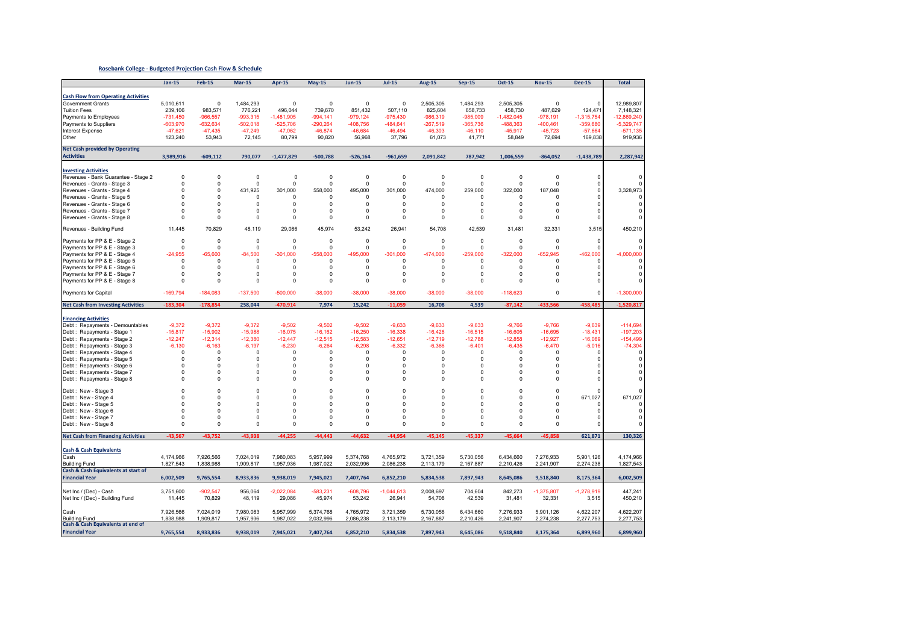**Rosebank College - Budgeted Projection Cash Flow & Schedule**

| | Jan-15 | Feb-15 | Mar-15 | Apr-15 | May-15 | Jun-15 | Jul-15 | Aug-15 | Sep-15 | Oct-15 | Nov-15 | Dec-15 | Total |
|---|---|---|---|---|---|---|---|---|---|---|---|---|---|
| **Cash Flow from Operating Activities** | | | | | | | | | | | | | |
| Government Grants | 5,010,611 | 0 | 1,484,293 | 0 | 0 | 0 | 0 | 2,505,305 | 1,484,293 | 2,505,305 | 0 | 0 | 12,989,807 |
| Tuition Fees | 239,106 | 983,571 | 776,221 | 496,044 | 739,670 | 851,432 | 507,110 | 825,604 | 658,733 | 458,730 | 487,629 | 124,471 | 7,148,321 |
| Payments to Employees | -731,450 | -966,557 | -993,315 | -1,481,905 | -994,141 | -979,124 | -975,430 | -986,319 | -985,009 | -1,482,045 | -978,191 | -1,315,754 | -12,869,240 |
| Payments to Suppliers | -603,970 | -632,634 | -502,018 | -525,706 | -290,264 | -408,756 | -484,641 | -267,519 | -365,736 | -488,363 | -400,461 | -359,680 | -5,329,747 |
| Interest Expense | -47,621 | -47,435 | -47,249 | -47,062 | -46,874 | -46,684 | -46,494 | -46,303 | -46,110 | -45,917 | -45,723 | -57,664 | -571,135 |
| Other | 123,240 | 53,943 | 72,145 | 80,799 | 90,820 | 56,968 | 37,796 | 61,073 | 41,771 | 58,849 | 72,694 | 169,838 | 919,936 |
| **Net Cash provided by Operating Activities** | **3,989,916** | **-609,112** | **790,077** | **-1,477,829** | **-500,788** | **-526,164** | **-961,659** | **2,091,842** | **787,942** | **1,006,559** | **-864,052** | **-1,438,789** | **2,287,942** |
| **Investing Activities** | | | | | | | | | | | | | |
| Revenues - Bank Guarantee - Stage 2 | 0 | 0 | 0 | 0 | 0 | 0 | 0 | 0 | 0 | 0 | 0 | 0 | 0 |
| Revenues - Grants - Stage 3 | 0 | 0 | 0 | 0 | 0 | 0 | 0 | 0 | 0 | 0 | 0 | 0 | 0 |
| Revenues - Grants - Stage 4 | 0 | 0 | 431,925 | 301,000 | 558,000 | 495,000 | 301,000 | 474,000 | 259,000 | 322,000 | 187,048 | 0 | 3,328,973 |
| Revenues - Grants - Stage 5 | 0 | 0 | 0 | 0 | 0 | 0 | 0 | 0 | 0 | 0 | 0 | 0 | 0 |
| Revenues - Grants - Stage 6 | 0 | 0 | 0 | 0 | 0 | 0 | 0 | 0 | 0 | 0 | 0 | 0 | 0 |
| Revenues - Grants - Stage 7 | 0 | 0 | 0 | 0 | 0 | 0 | 0 | 0 | 0 | 0 | 0 | 0 | 0 |
| Revenues - Grants - Stage 8 | 0 | 0 | 0 | 0 | 0 | 0 | 0 | 0 | 0 | 0 | 0 | 0 | 0 |
| Revenues - Building Fund | 11,445 | 70,829 | 48,119 | 29,086 | 45,974 | 53,242 | 26,941 | 54,708 | 42,539 | 31,481 | 32,331 | 3,515 | 450,210 |
| Payments for PP & E - Stage 2 | 0 | 0 | 0 | 0 | 0 | 0 | 0 | 0 | 0 | 0 | 0 | 0 | 0 |
| Payments for PP & E - Stage 3 | 0 | 0 | 0 | 0 | 0 | 0 | 0 | 0 | 0 | 0 | 0 | 0 | 0 |
| Payments for PP & E - Stage 4 | -24,955 | -65,600 | -84,500 | -301,000 | -558,000 | -495,000 | -301,000 | -474,000 | -259,000 | -322,000 | -652,945 | -462,000 | -4,000,000 |
| Payments for PP & E - Stage 5 | 0 | 0 | 0 | 0 | 0 | 0 | 0 | 0 | 0 | 0 | 0 | 0 | 0 |
| Payments for PP & E - Stage 6 | 0 | 0 | 0 | 0 | 0 | 0 | 0 | 0 | 0 | 0 | 0 | 0 | 0 |
| Payments for PP & E - Stage 7 | 0 | 0 | 0 | 0 | 0 | 0 | 0 | 0 | 0 | 0 | 0 | 0 | 0 |
| Payments for PP & E - Stage 8 | 0 | 0 | 0 | 0 | 0 | 0 | 0 | 0 | 0 | 0 | 0 | 0 | 0 |
| Payments for Capital | -169,794 | -184,083 | -137,500 | -500,000 | -38,000 | -38,000 | -38,000 | -38,000 | -38,000 | -118,623 | 0 | 0 | -1,300,000 |
| **Net Cash from Investing Activities** | **-183,304** | **-178,854** | **258,044** | **-470,914** | **7,974** | **15,242** | **-11,059** | **16,708** | **4,539** | **-87,142** | **-433,566** | **-458,485** | **-1,520,817** |
| **Financing Activities** | | | | | | | | | | | | | |
| Debt : Repayments - Demountables | -9,372 | -9,372 | -9,372 | -9,502 | -9,502 | -9,502 | -9,633 | -9,633 | -9,633 | -9,766 | -9,766 | -9,639 | -114,694 |
| Debt : Repayments - Stage 1 | -15,817 | -15,902 | -15,988 | -16,075 | -16,162 | -16,250 | -16,338 | -16,426 | -16,515 | -16,605 | -16,695 | -18,431 | -197,203 |
| Debt : Repayments - Stage 2 | -12,247 | -12,314 | -12,380 | -12,447 | -12,515 | -12,583 | -12,651 | -12,719 | -12,788 | -12,858 | -12,927 | -16,069 | -154,499 |
| Debt : Repayments - Stage 3 | -6,130 | -6,163 | -6,197 | -6,230 | -6,264 | -6,298 | -6,332 | -6,366 | -6,401 | -6,435 | -6,470 | -5,016 | -74,304 |
| Debt : Repayments - Stage 4 | 0 | 0 | 0 | 0 | 0 | 0 | 0 | 0 | 0 | 0 | 0 | 0 | 0 |
| Debt : Repayments - Stage 5 | 0 | 0 | 0 | 0 | 0 | 0 | 0 | 0 | 0 | 0 | 0 | 0 | 0 |
| Debt : Repayments - Stage 6 | 0 | 0 | 0 | 0 | 0 | 0 | 0 | 0 | 0 | 0 | 0 | 0 | 0 |
| Debt : Repayments - Stage 7 | 0 | 0 | 0 | 0 | 0 | 0 | 0 | 0 | 0 | 0 | 0 | 0 | 0 |
| Debt : Repayments - Stage 8 | 0 | 0 | 0 | 0 | 0 | 0 | 0 | 0 | 0 | 0 | 0 | 0 | 0 |
| Debt : New - Stage 3 | 0 | 0 | 0 | 0 | 0 | 0 | 0 | 0 | 0 | 0 | 0 | 0 | 0 |
| Debt : New - Stage 4 | 0 | 0 | 0 | 0 | 0 | 0 | 0 | 0 | 0 | 0 | 0 | 671,027 | 671,027 |
| Debt : New - Stage 5 | 0 | 0 | 0 | 0 | 0 | 0 | 0 | 0 | 0 | 0 | 0 | 0 | 0 |
| Debt : New - Stage 6 | 0 | 0 | 0 | 0 | 0 | 0 | 0 | 0 | 0 | 0 | 0 | 0 | 0 |
| Debt : New - Stage 7 | 0 | 0 | 0 | 0 | 0 | 0 | 0 | 0 | 0 | 0 | 0 | 0 | 0 |
| Debt : New - Stage 8 | 0 | 0 | 0 | 0 | 0 | 0 | 0 | 0 | 0 | 0 | 0 | 0 | 0 |
| **Net Cash from Financing Activities** | **-43,567** | **-43,752** | **-43,938** | **-44,255** | **-44,443** | **-44,632** | **-44,954** | **-45,145** | **-45,337** | **-45,664** | **-45,858** | **621,871** | **130,326** |
| **Cash & Cash Equivalents** | | | | | | | | | | | | | |
| Cash | 4,174,966 | 7,926,566 | 7,024,019 | 7,980,083 | 5,957,999 | 5,374,768 | 4,765,972 | 3,721,359 | 5,730,056 | 6,434,660 | 7,276,933 | 5,901,126 | 4,174,966 |
| Building Fund | 1,827,543 | 1,838,988 | 1,909,817 | 1,957,936 | 1,987,022 | 2,032,996 | 2,086,238 | 2,113,179 | 2,167,887 | 2,210,426 | 2,241,907 | 2,274,238 | 1,827,543 |
| **Cash & Cash Equivalents at start of Financial Year** | **6,002,509** | **9,765,554** | **8,933,836** | **9,938,019** | **7,945,021** | **7,407,764** | **6,852,210** | **5,834,538** | **7,897,943** | **8,645,086** | **9,518,840** | **8,175,364** | **6,002,509** |
| Net Inc / (Dec) - Cash | 3,751,600 | -902,547 | 956,064 | -2,022,084 | -583,231 | -608,796 | -1,044,613 | 2,008,697 | 704,604 | 842,273 | -1,375,807 | -1,278,919 | 447,241 |
| Net Inc / (Dec) - Building Fund | 11,445 | 70,829 | 48,119 | 29,086 | 45,974 | 53,242 | 26,941 | 54,708 | 42,539 | 31,481 | 32,331 | 3,515 | 450,210 |
| Cash | 7,926,566 | 7,024,019 | 7,980,083 | 5,957,999 | 5,374,768 | 4,765,972 | 3,721,359 | 5,730,056 | 6,434,660 | 7,276,933 | 5,901,126 | 4,622,207 | 4,622,207 |
| Building Fund | 1,838,988 | 1,909,817 | 1,957,936 | 1,987,022 | 2,032,996 | 2,086,238 | 2,113,179 | 2,167,887 | 2,210,426 | 2,241,907 | 2,274,238 | 2,277,753 | 2,277,753 |
| **Cash & Cash Equivalents at end of Financial Year** | **9,765,554** | **8,933,836** | **9,938,019** | **7,945,021** | **7,407,764** | **6,852,210** | **5,834,538** | **7,897,943** | **8,645,086** | **9,518,840** | **8,175,364** | **6,899,960** | **6,899,960** |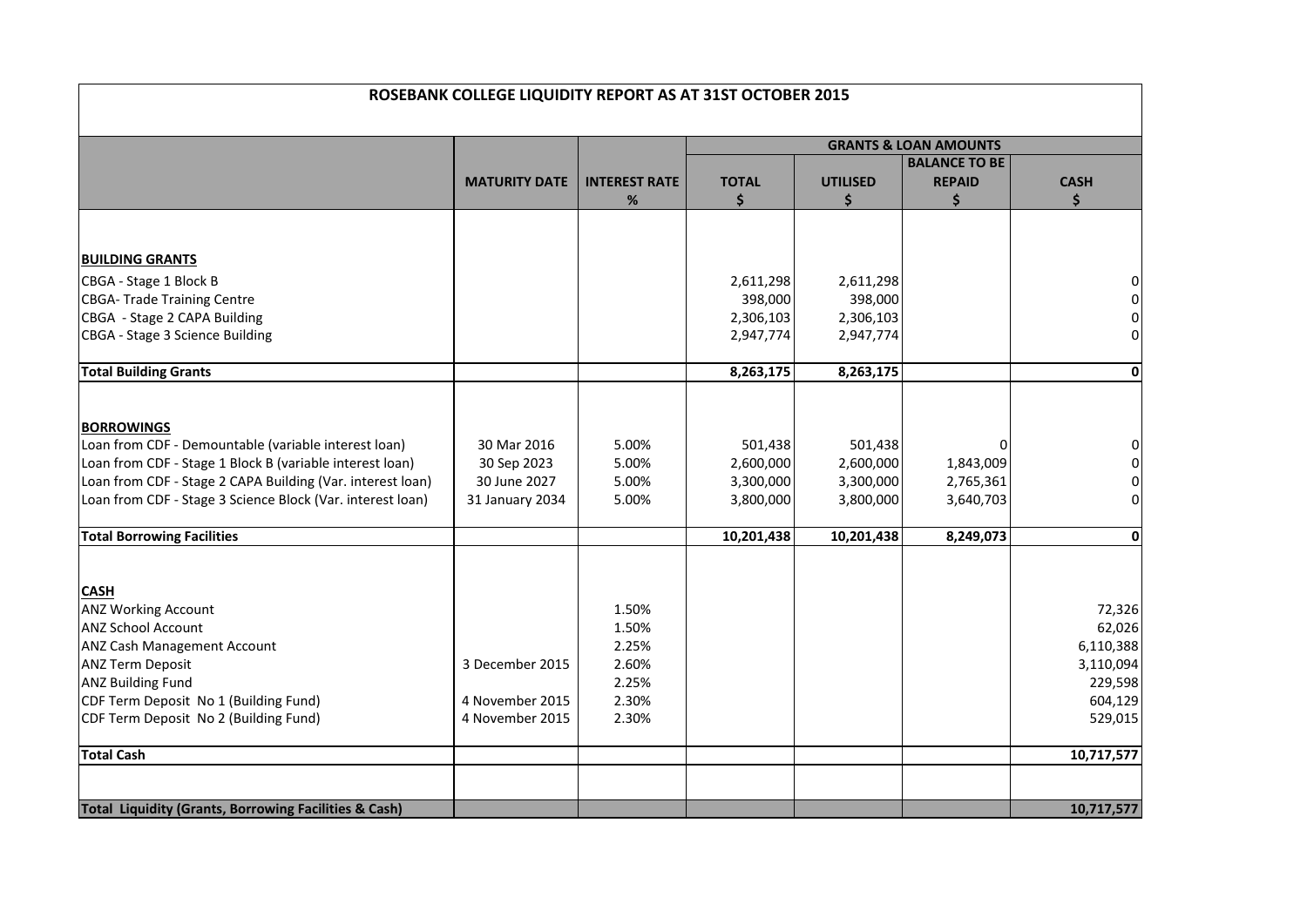# ROSEBANK COLLEGE LIQUIDITY REPORT AS AT 31ST OCTOBER 2015

| | MATURITY DATE | INTEREST RATE % | GRANTS & LOAN AMOUNTS TOTAL $ | UTILISED $ | BALANCE TO BE REPAID $ | CASH $ |
|---|---|---|---|---|---|---|
| **BUILDING GRANTS** | | | | | | |
| CBGA - Stage 1 Block B | | | 2,611,298 | 2,611,298 | | 0 |
| CBGA- Trade Training Centre | | | 398,000 | 398,000 | | 0 |
| CBGA - Stage 2 CAPA Building | | | 2,306,103 | 2,306,103 | | 0 |
| CBGA - Stage 3 Science Building | | | 2,947,774 | 2,947,774 | | 0 |
| **Total Building Grants** | | | **8,263,175** | **8,263,175** | | **0** |
| **BORROWINGS** | | | | | | |
| Loan from CDF - Demountable (variable interest loan) | 30 Mar 2016 | 5.00% | 501,438 | 501,438 | 0 | 0 |
| Loan from CDF - Stage 1 Block B (variable interest loan) | 30 Sep 2023 | 5.00% | 2,600,000 | 2,600,000 | 1,843,009 | 0 |
| Loan from CDF - Stage 2 CAPA Building (Var. interest loan) | 30 June 2027 | 5.00% | 3,300,000 | 3,300,000 | 2,765,361 | 0 |
| Loan from CDF - Stage 3 Science Block (Var. interest loan) | 31 January 2034 | 5.00% | 3,800,000 | 3,800,000 | 3,640,703 | 0 |
| **Total Borrowing Facilities** | | | **10,201,438** | **10,201,438** | **8,249,073** | **0** |
| **CASH** | | | | | | |
| ANZ Working Account | | 1.50% | | | | 72,326 |
| ANZ School Account | | 1.50% | | | | 62,026 |
| ANZ Cash Management Account | | 2.25% | | | | 6,110,388 |
| ANZ Term Deposit | 3 December 2015 | 2.60% | | | | 3,110,094 |
| ANZ Building Fund | | 2.25% | | | | 229,598 |
| CDF Term Deposit No 1 (Building Fund) | 4 November 2015 | 2.30% | | | | 604,129 |
| CDF Term Deposit No 2 (Building Fund) | 4 November 2015 | 2.30% | | | | 529,015 |
| **Total Cash** | | | | | | **10,717,577** |
| **Total Liquidity (Grants, Borrowing Facilities & Cash)** | | | | | | **10,717,577** |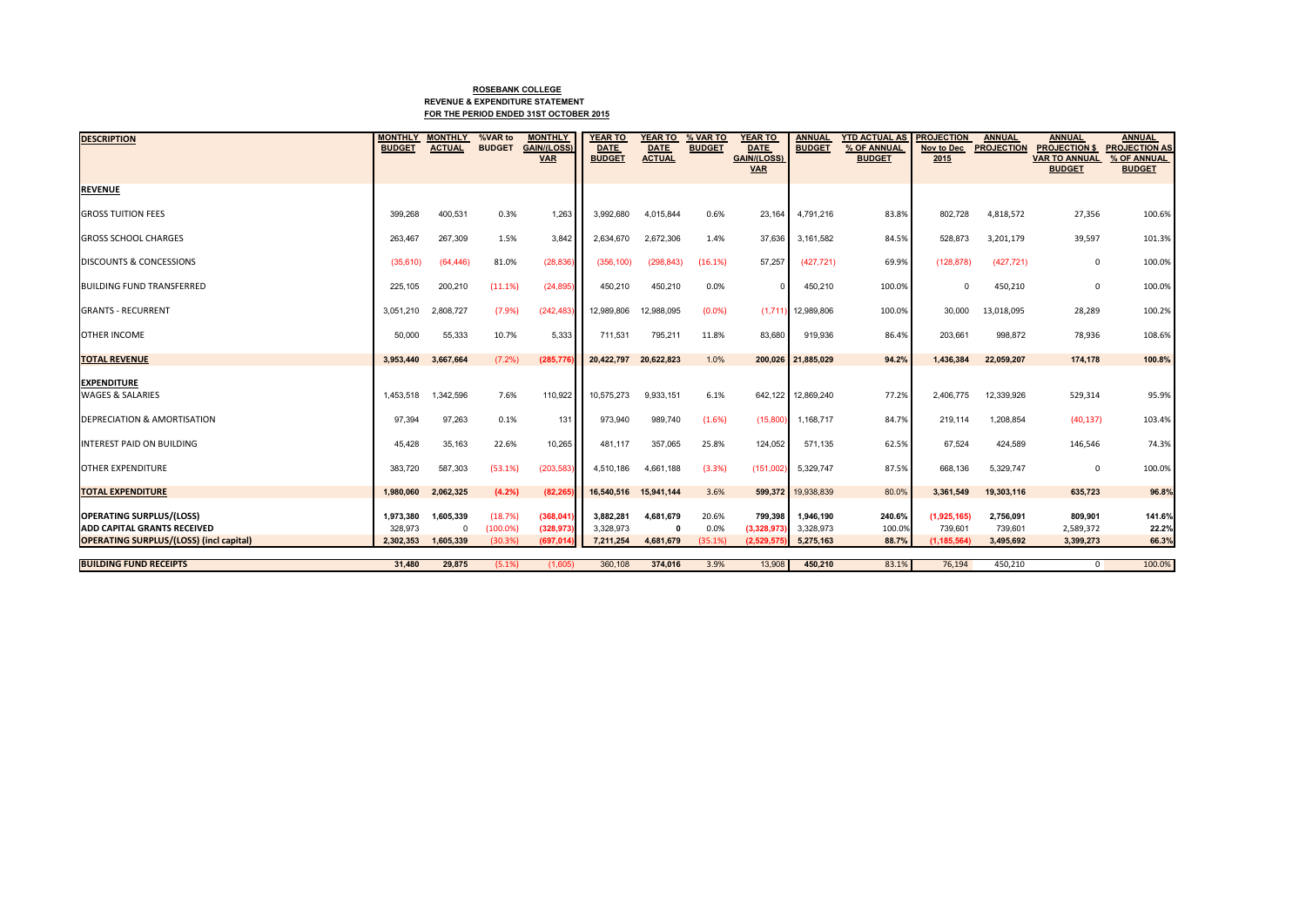**ROSEBANK COLLEGE**
**REVENUE & EXPENDITURE STATEMENT**
**FOR THE PERIOD ENDED 31ST OCTOBER 2015**

| DESCRIPTION | MONTHLY BUDGET | MONTHLY ACTUAL | %VAR to BUDGET | MONTHLY GAIN/(LOSS) VAR | YEAR TO DATE BUDGET | YEAR TO DATE ACTUAL | % VAR TO BUDGET | YEAR TO DATE GAIN/(LOSS) VAR | ANNUAL BUDGET | YTD ACTUAL AS % OF ANNUAL BUDGET | PROJECTION Nov to Dec 2015 | ANNUAL PROJECTION | ANNUAL PROJECTION $ VAR TO ANNUAL BUDGET | ANNUAL PROJECTION AS % OF ANNUAL BUDGET |
|---|---|---|---|---|---|---|---|---|---|---|---|---|---|---|
| **REVENUE** | | | | | | | | | | | | | | |
| GROSS TUITION FEES | 399,268 | 400,531 | 0.3% | 1,263 | 3,992,680 | 4,015,844 | 0.6% | 23,164 | 4,791,216 | 83.8% | 802,728 | 4,818,572 | 27,356 | 100.6% |
| GROSS SCHOOL CHARGES | 263,467 | 267,309 | 1.5% | 3,842 | 2,634,670 | 2,672,306 | 1.4% | 37,636 | 3,161,582 | 84.5% | 528,873 | 3,201,179 | 39,597 | 101.3% |
| DISCOUNTS & CONCESSIONS | (35,610) | (64,446) | 81.0% | (28,836) | (356,100) | (298,843) | (16.1%) | 57,257 | (427,721) | 69.9% | (128,878) | (427,721) | 0 | 100.0% |
| BUILDING FUND TRANSFERRED | 225,105 | 200,210 | (11.1%) | (24,895) | 450,210 | 450,210 | 0.0% | 0 | 450,210 | 100.0% | 0 | 450,210 | 0 | 100.0% |
| GRANTS - RECURRENT | 3,051,210 | 2,808,727 | (7.9%) | (242,483) | 12,989,806 | 12,988,095 | (0.0%) | (1,711) | 12,989,806 | 100.0% | 30,000 | 13,018,095 | 28,289 | 100.2% |
| OTHER INCOME | 50,000 | 55,333 | 10.7% | 5,333 | 711,531 | 795,211 | 11.8% | 83,680 | 919,936 | 86.4% | 203,661 | 998,872 | 78,936 | 108.6% |
| **TOTAL REVENUE** | **3,953,440** | **3,667,664** | **(7.2%)** | **(285,776)** | **20,422,797** | **20,622,823** | **1.0%** | **200,026** | **21,885,029** | **94.2%** | **1,436,384** | **22,059,207** | **174,178** | **100.8%** |
| **EXPENDITURE** | | | | | | | | | | | | | | |
| WAGES & SALARIES | 1,453,518 | 1,342,596 | 7.6% | 110,922 | 10,575,273 | 9,933,151 | 6.1% | 642,122 | 12,869,240 | 77.2% | 2,406,775 | 12,339,926 | 529,314 | 95.9% |
| DEPRECIATION & AMORTISATION | 97,394 | 97,263 | 0.1% | 131 | 973,940 | 989,740 | (1.6%) | (15,800) | 1,168,717 | 84.7% | 219,114 | 1,208,854 | (40,137) | 103.4% |
| INTEREST PAID ON BUILDING | 45,428 | 35,163 | 22.6% | 10,265 | 481,117 | 357,065 | 25.8% | 124,052 | 571,135 | 62.5% | 67,524 | 424,589 | 146,546 | 74.3% |
| OTHER EXPENDITURE | 383,720 | 587,303 | (53.1%) | (203,583) | 4,510,186 | 4,661,188 | (3.3%) | (151,002) | 5,329,747 | 87.5% | 668,136 | 5,329,747 | 0 | 100.0% |
| **TOTAL EXPENDITURE** | **1,980,060** | **2,062,325** | **(4.2%)** | **(82,265)** | **16,540,516** | **15,941,144** | **3.6%** | **599,372** | **19,938,839** | **80.0%** | **3,361,549** | **19,303,116** | **635,723** | **96.8%** |
| **OPERATING SURPLUS/(LOSS)** | **1,973,380** | **1,605,339** | **(18.7%)** | **(368,041)** | **3,882,281** | **4,681,679** | **20.6%** | **799,398** | **1,946,190** | **240.6%** | **(1,925,165)** | **2,756,091** | **809,901** | **141.6%** |
| **ADD CAPITAL GRANTS RECEIVED** | 328,973 | 0 | (100.0%) | (328,973) | 3,328,973 | **0** | 0.0% | (3,328,973) | 3,328,973 | 100.0% | 739,601 | 739,601 | 2,589,372 | 22.2% |
| **OPERATING SURPLUS/(LOSS) (incl capital)** | **2,302,353** | **1,605,339** | **(30.3%)** | **(697,014)** | **7,211,254** | **4,681,679** | **(35.1%)** | **(2,529,575)** | **5,275,163** | **88.7%** | **(1,185,564)** | **3,495,692** | **3,399,273** | **66.3%** |
| **BUILDING FUND RECEIPTS** | **31,480** | **29,875** | (5.1%) | (1,605) | 360,108 | **374,016** | 3.9% | 13,908 | **450,210** | 83.1% | 76,194 | 450,210 | 0 | 100.0% |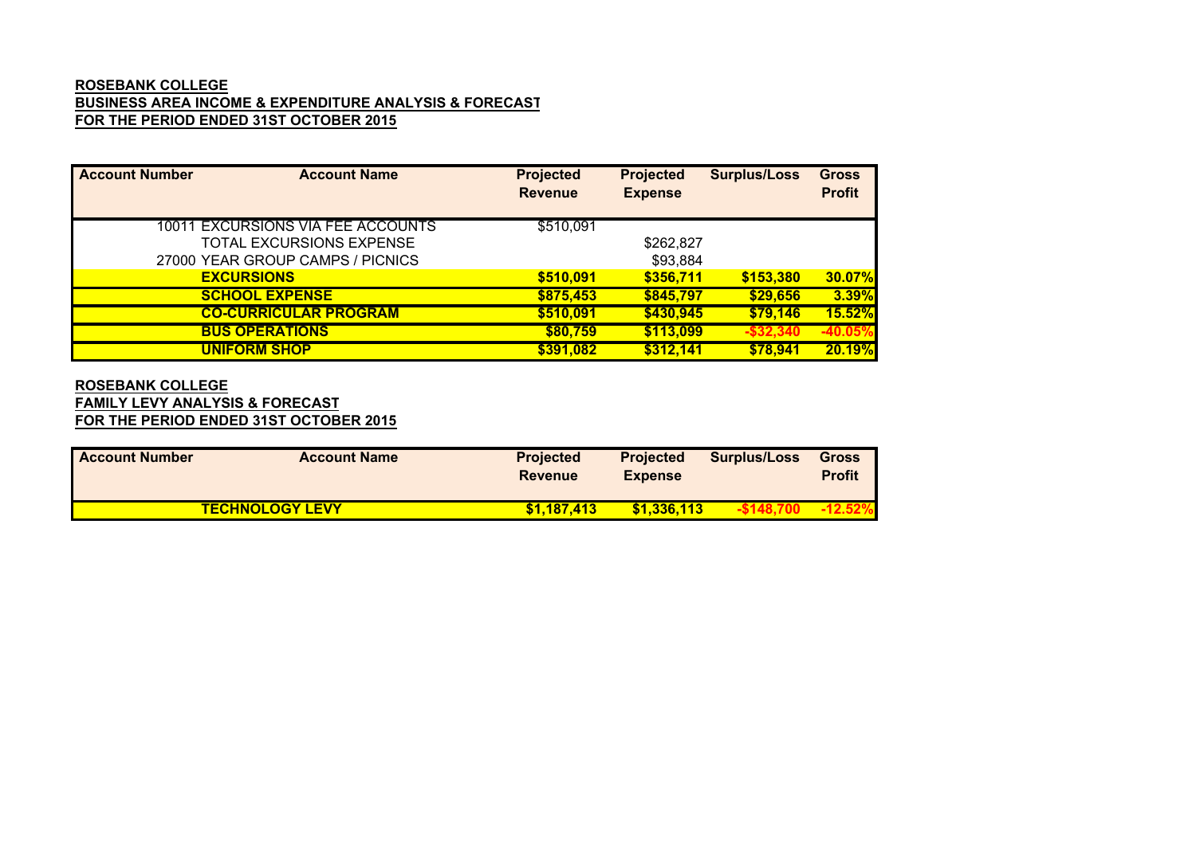**ROSEBANK COLLEGE**
**BUSINESS AREA INCOME & EXPENDITURE ANALYSIS & FORECAST**
**FOR THE PERIOD ENDED 31ST OCTOBER 2015**

| Account Number | Account Name | Projected Revenue | Projected Expense | Surplus/Loss | Gross Profit |
|---|---|---|---|---|---|
| 10011 | EXCURSIONS VIA FEE ACCOUNTS | $510,091 | | | |
| | TOTAL EXCURSIONS EXPENSE | | $262,827 | | |
| 27000 | YEAR GROUP CAMPS / PICNICS | | $93,884 | | |
| | **EXCURSIONS** | **$510,091** | **$356,711** | **$153,380** | **30.07%** |
| | **SCHOOL EXPENSE** | **$875,453** | **$845,797** | **$29,656** | **3.39%** |
| | **CO-CURRICULAR PROGRAM** | **$510,091** | **$430,945** | **$79,146** | **15.52%** |
| | **BUS OPERATIONS** | **$80,759** | **$113,099** | **-$32,340** | **-40.05%** |
| | **UNIFORM SHOP** | **$391,082** | **$312,141** | **$78,941** | **20.19%** |

**ROSEBANK COLLEGE**
**FAMILY LEVY ANALYSIS & FORECAST**
**FOR THE PERIOD ENDED 31ST OCTOBER 2015**

| Account Number | Account Name | Projected Revenue | Projected Expense | Surplus/Loss | Gross Profit |
|---|---|---|---|---|---|
| | **TECHNOLOGY LEVY** | **$1,187,413** | **$1,336,113** | **-$148,700** | **-12.52%** |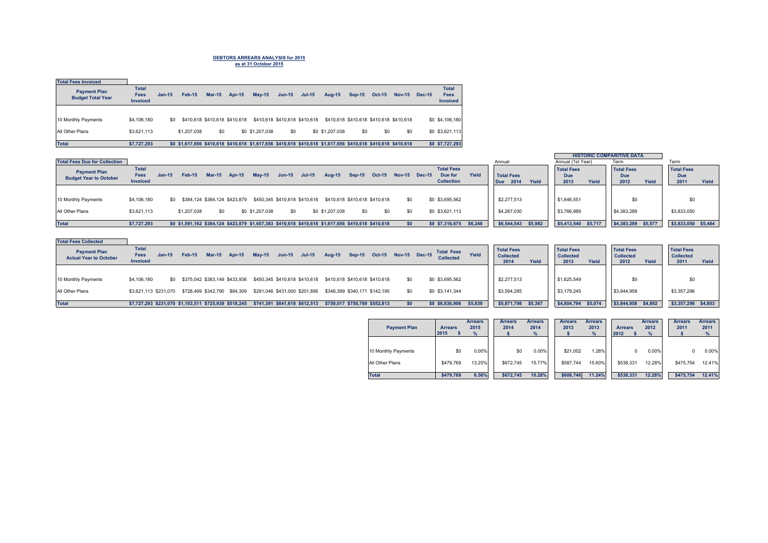**DEBTORS ARREARS ANALYSIS for 2015**
**as at 31 October 2015**

**Total Fees Invoiced**

| Payment Plan Budget Total Year | Total Fees Invoiced | Jan-15 | Feb-15 | Mar-15 | Apr-15 | May-15 | Jun-15 | Jul-15 | Aug-15 | Sep-15 | Oct-15 | Nov-15 | Dec-15 | Total Fees Invoiced |
|---|---|---|---|---|---|---|---|---|---|---|---|---|---|---|
| 10 Monthly Payments | $4,106,180 | $0 | $410,618 | $410,618 | $410,618 | $410,618 | $410,618 | $410,618 | $410,618 | $410,618 | $410,618 | $410,618 | $0 | $4,106,180 |
| All Other Plans | $3,621,113 | | $1,207,038 | $0 | $0 | $1,207,038 | $0 | $0 | $1,207,038 | $0 | $0 | $0 | $0 | $3,621,113 |
| **Total** | **$7,727,293** | **$0** | **$1,617,656** | **$410,618** | **$410,618** | **$1,617,656** | **$410,618** | **$410,618** | **$1,617,656** | **$410,618** | **$410,618** | **$410,618** | **$0** | **$7,727,293** |

**Total Fees Due for Collection**

| Payment Plan Budget Year to October | Total Fees Invoiced | Jan-15 | Feb-15 | Mar-15 | Apr-15 | May-15 | Jun-15 | Jul-15 | Aug-15 | Sep-15 | Oct-15 | Nov-15 | Dec-15 | Total Fees Due for Collection | Yield |
|---|---|---|---|---|---|---|---|---|---|---|---|---|---|---|---|
| 10 Monthly Payments | $4,106,180 | $0 | $384,124 | $384,124 | $423,879 | $450,345 | $410,618 | $410,618 | $410,618 | $410,618 | $410,618 | $0 | $0 | $3,695,562 | |
| All Other Plans | $3,621,113 | | $1,207,038 | $0 | $0 | $1,207,038 | $0 | $0 | $1,207,038 | $0 | $0 | $0 | $0 | $3,621,113 | |
| **Total** | **$7,727,293** | **$0** | **$1,591,162** | **$384,124** | **$423,879** | **$1,657,383** | **$410,618** | **$410,618** | **$1,617,656** | **$410,618** | **$410,618** | **$0** | **$0** | **$7,316,675** | **$6,248** |

**HISTORIC COMPARITIVE DATA**

| | Annual: Total Fees Due 2014 | Yield | Annual (1st Year): Total Fees Due 2013 | Yield | Term: Total Fees Due 2012 | Yield | Term: Total Fees Due 2011 | Yield |
|---|---|---|---|---|---|---|---|---|
| 10 Monthly Payments | $2,277,513 | | $1,646,551 | | $0 | | $0 | |
| All Other Plans | $4,267,030 | | $3,766,989 | | $4,383,289 | | $3,833,050 | |
| **Total** | **$6,544,543** | **$5,982** | **$5,413,540** | **$5,717** | **$4,383,289** | **$5,577** | **$3,833,050** | **$5,484** |

**Total Fees Collected**

| Payment Plan Actual Year to October | Total Fees Invoiced | Jan-15 | Feb-15 | Mar-15 | Apr-15 | May-15 | Jun-15 | Jul-15 | Aug-15 | Sep-15 | Oct-15 | Nov-15 | Dec-15 | Total Fees Collected | Yield |
|---|---|---|---|---|---|---|---|---|---|---|---|---|---|---|---|
| 10 Monthly Payments | $4,106,180 | $0 | $375,042 | $383,149 | $433,936 | $450,345 | $410,618 | $410,618 | $410,618 | $410,618 | $410,618 | $0 | $0 | $3,695,562 | |
| All Other Plans | $3,621,113 | $231,070 | $728,469 | $342,790 | $84,309 | $291,046 | $431,000 | $201,895 | $348,399 | $340,171 | $142,195 | $0 | $0 | $3,141,344 | |
| **Total** | **$7,727,293** | **$231,070** | **$1,103,511** | **$725,939** | **$518,245** | **$741,391** | **$841,618** | **$612,513** | **$759,017** | **$750,789** | **$552,813** | **$0** | **$0** | **$6,836,906** | **$5,839** |

| | Total Fees Collected 2014 | Yield | Total Fees Collected 2013 | Yield | Total Fees Collected 2012 | Yield | Total Fees Collected 2011 | Yield |
|---|---|---|---|---|---|---|---|---|
| 10 Monthly Payments | $2,277,513 | | $1,625,549 | | $0 | | $0 | |
| All Other Plans | $3,594,285 | | $3,179,245 | | $3,844,958 | | $3,357,296 | |
| **Total** | **$5,871,798** | **$5,367** | **$4,804,794** | **$5,074** | **$3,844,958** | **$4,892** | **$3,357,296** | **$4,803** |

| Payment Plan | Arrears 2015 $ | Arrears 2015 % | Arrears 2014 $ | Arrears 2014 % | Arrears 2013 $ | Arrears 2013 % | Arrears 2012 $ | Arrears 2012 % | Arrears 2011 $ | Arrears 2011 % |
|---|---|---|---|---|---|---|---|---|---|---|
| 10 Monthly Payments | $0 | 0.00% | $0 | 0.00% | $21,002 | 1.28% | 0 | 0.00% | 0 | 0.00% |
| All Other Plans | $479,769 | 13.25% | $672,745 | 15.77% | $587,744 | 15.60% | $538,331 | 12.28% | $475,754 | 12.41% |
| **Total** | **$479,769** | **6.56%** | **$672,745** | **10.28%** | **$608,746** | **11.24%** | **$538,331** | **12.28%** | **$475,754** | **12.41%** |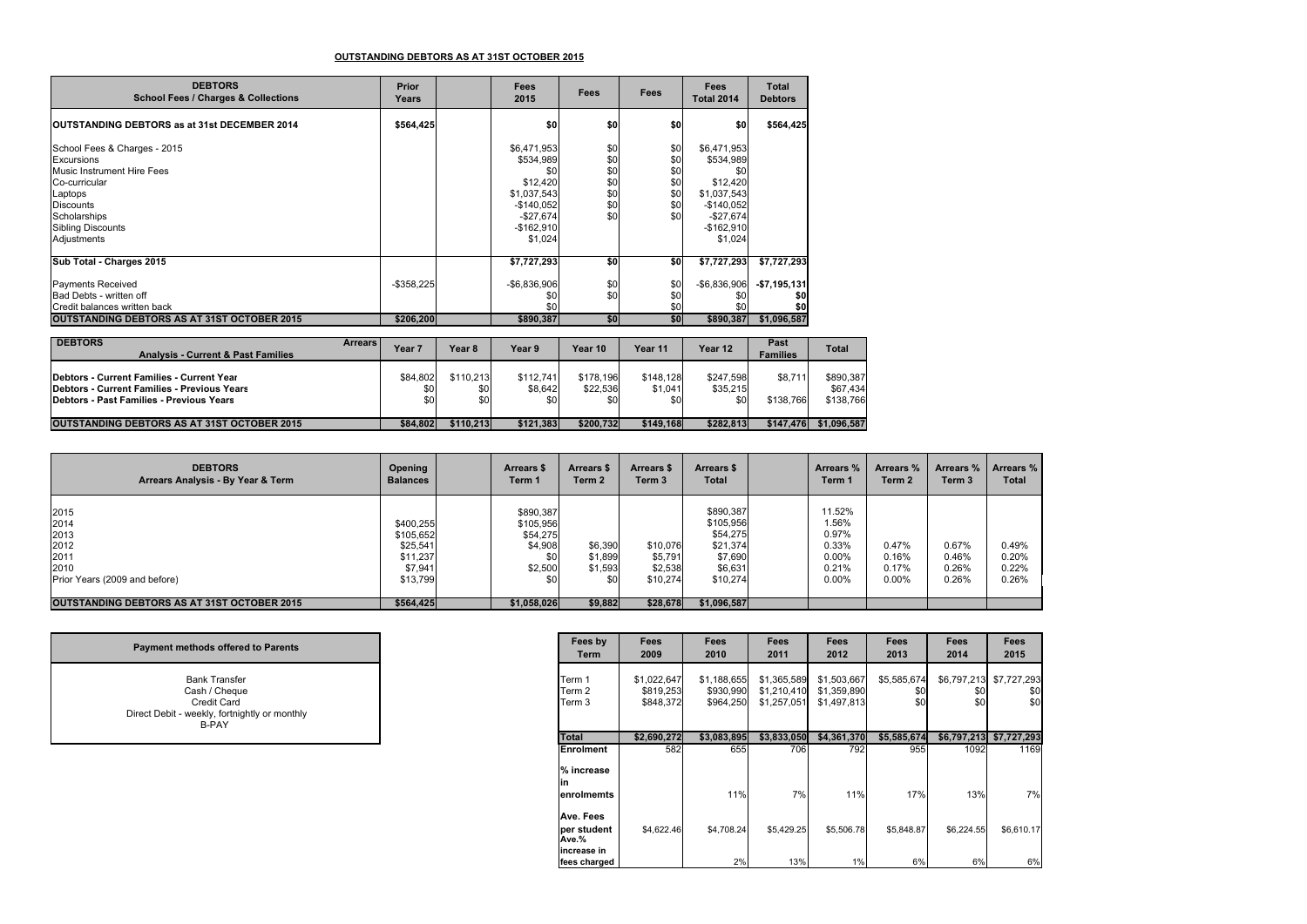**OUTSTANDING DEBTORS AS AT 31ST OCTOBER 2015**

| DEBTORS School Fees / Charges & Collections | Prior Years | | Fees 2015 | Fees | Fees | Fees Total 2014 | Total Debtors |
|---|---|---|---|---|---|---|---|
| **OUTSTANDING DEBTORS as at 31st DECEMBER 2014** | **$564,425** | | **$0** | **$0** | **$0** | **$0** | **$564,425** |
| School Fees & Charges - 2015 | | | $6,471,953 | $0 | $0 | $6,471,953 | |
| Excursions | | | $534,989 | $0 | $0 | $534,989 | |
| Music Instrument Hire Fees | | | $0 | $0 | $0 | $0 | |
| Co-curricular | | | $12,420 | $0 | $0 | $12,420 | |
| Laptops | | | $1,037,543 | $0 | $0 | $1,037,543 | |
| Discounts | | | -$140,052 | $0 | $0 | -$140,052 | |
| Scholarships | | | -$27,674 | $0 | $0 | -$27,674 | |
| Sibling Discounts | | | -$162,910 | | | -$162,910 | |
| Adjustments | | | $1,024 | | | $1,024 | |
| **Sub Total - Charges 2015** | | | **$7,727,293** | **$0** | **$0** | **$7,727,293** | **$7,727,293** |
| Payments Received | -$358,225 | | -$6,836,906 | $0 | $0 | -$6,836,906 | **-$7,195,131** |
| Bad Debts - written off | | | $0 | $0 | $0 | $0 | **$0** |
| Credit balances written back | | | $0 | | $0 | $0 | **$0** |
| **OUTSTANDING DEBTORS AS AT 31ST OCTOBER 2015** | **$206,200** | | **$890,387** | **$0** | **$0** | **$890,387** | **$1,096,587** |

| DEBTORS Arrears Analysis - Current & Past Families | Year 7 | Year 8 | Year 9 | Year 10 | Year 11 | Year 12 | Past Families | Total |
|---|---|---|---|---|---|---|---|---|
| **Debtors - Current Families - Current Year** | $84,802 | $110,213 | $112,741 | $178,196 | $148,128 | $247,598 | $8,711 | $890,387 |
| **Debtors - Current Families - Previous Years** | $0 | $0 | $8,642 | $22,536 | $1,041 | $35,215 | | $67,434 |
| **Debtors - Past Families - Previous Years** | $0 | $0 | $0 | $0 | $0 | $0 | $138,766 | $138,766 |
| **OUTSTANDING DEBTORS AS AT 31ST OCTOBER 2015** | **$84,802** | **$110,213** | **$121,383** | **$200,732** | **$149,168** | **$282,813** | **$147,476** | **$1,096,587** |

| DEBTORS Arrears Analysis - By Year & Term | Opening Balances | | Arrears $ Term 1 | Arrears $ Term 2 | Arrears $ Term 3 | Arrears $ Total | | Arrears % Term 1 | Arrears % Term 2 | Arrears % Term 3 | Arrears % Total |
|---|---|---|---|---|---|---|---|---|---|---|---|
| 2015 | | | $890,387 | | | $890,387 | | 11.52% | | | |
| 2014 | $400,255 | | $105,956 | | | $105,956 | | 1.56% | | | |
| 2013 | $105,652 | | $54,275 | | | $54,275 | | 0.97% | | | |
| 2012 | $25,541 | | $4,908 | $6,390 | $10,076 | $21,374 | | 0.33% | 0.47% | 0.67% | 0.49% |
| 2011 | $11,237 | | $0 | $1,899 | $5,791 | $7,690 | | 0.00% | 0.16% | 0.46% | 0.20% |
| 2010 | $7,941 | | $2,500 | $1,593 | $2,538 | $6,631 | | 0.21% | 0.17% | 0.26% | 0.22% |
| Prior Years (2009 and before) | $13,799 | | $0 | $0 | $10,274 | $10,274 | | 0.00% | 0.00% | 0.26% | 0.26% |
| **OUTSTANDING DEBTORS AS AT 31ST OCTOBER 2015** | **$564,425** | | **$1,058,026** | **$9,882** | **$28,678** | **$1,096,587** | | | | | |

| Payment methods offered to Parents |
|---|
| Bank Transfer |
| Cash / Cheque |
| Credit Card |
| Direct Debit - weekly, fortnightly or monthly |
| B-PAY |

| Fees by Term | Fees 2009 | Fees 2010 | Fees 2011 | Fees 2012 | Fees 2013 | Fees 2014 | Fees 2015 |
|---|---|---|---|---|---|---|---|
| Term 1 | $1,022,647 | $1,188,655 | $1,365,589 | $1,503,667 | $5,585,674 | $6,797,213 | $7,727,293 |
| Term 2 | $819,253 | $930,990 | $1,210,410 | $1,359,890 | $0 | $0 | $0 |
| Term 3 | $848,372 | $964,250 | $1,257,051 | $1,497,813 | $0 | $0 | $0 |
| **Total** | **$2,690,272** | **$3,083,895** | **$3,833,050** | **$4,361,370** | **$5,585,674** | **$6,797,213** | **$7,727,293** |
| **Enrolment** | 582 | 655 | 706 | 792 | 955 | 1092 | 1169 |
| **% increase in enrolmemts** | | 11% | 7% | 11% | 17% | 13% | 7% |
| **Ave. Fees per student** | $4,622.46 | $4,708.24 | $5,429.25 | $5,506.78 | $5,848.87 | $6,224.55 | $6,610.17 |
| **Ave.% increase in fees charged** | | 2% | 13% | 1% | 6% | 6% | 6% |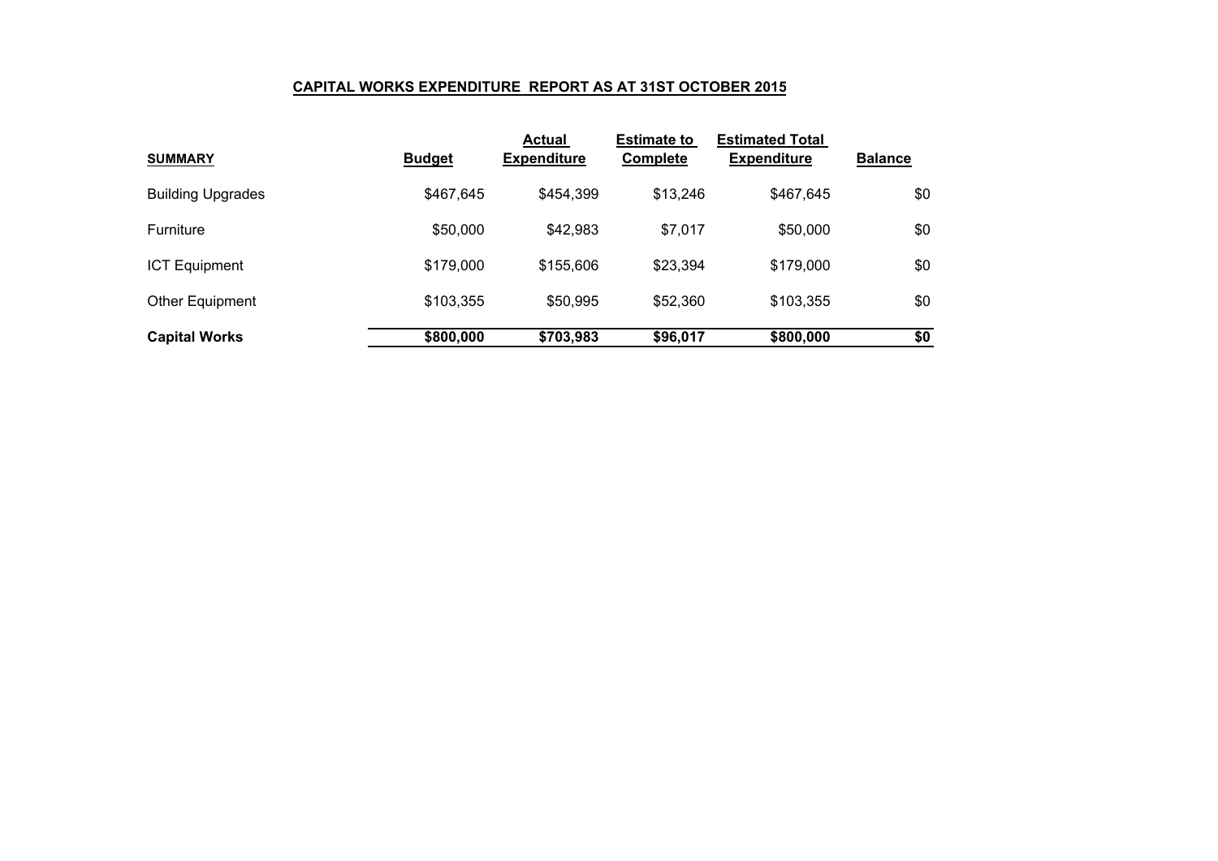## CAPITAL WORKS EXPENDITURE REPORT AS AT 31ST OCTOBER 2015

| SUMMARY | Budget | Actual Expenditure | Estimate to Complete | Estimated Total Expenditure | Balance |
|---|---|---|---|---|---|
| Building Upgrades | $467,645 | $454,399 | $13,246 | $467,645 | $0 |
| Furniture | $50,000 | $42,983 | $7,017 | $50,000 | $0 |
| ICT Equipment | $179,000 | $155,606 | $23,394 | $179,000 | $0 |
| Other Equipment | $103,355 | $50,995 | $52,360 | $103,355 | $0 |
| **Capital Works** | **$800,000** | **$703,983** | **$96,017** | **$800,000** | **$0** |